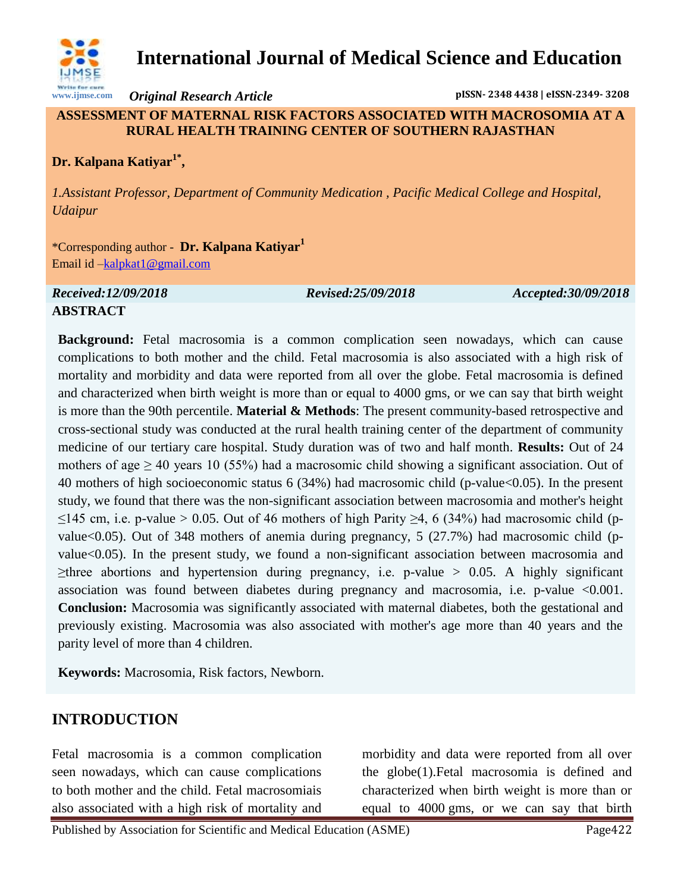# International Journal of Medical Science and Education

*Original Research Article*

pISSN- 2348 4438 | eISSN-2349- 3208

## ASSESSMENT OF MATERNAL RISK FACTORS ASSOCIATED WITH MACROSOMIA AT A RURAL HEALTH TRAINING CENTER OF SOUTHERN RAJASTHAN

**Dr. Kalpana Katiyar[1*],**

*1.Assistant Professor, Department of Community Medication , Pacific Medical College and Hospital, Udaipur*

*Corresponding author - **Dr. Kalpana Katiyar[1]**
Email id –kalpkat1@gmail.com

*Received:12/09/2018* *Revised:25/09/2018* *Accepted:30/09/2018*

**ABSTRACT**

**Background:** Fetal macrosomia is a common complication seen nowadays, which can cause complications to both mother and the child. Fetal macrosomia is also associated with a high risk of mortality and morbidity and data were reported from all over the globe. Fetal macrosomia is defined and characterized when birth weight is more than or equal to 4000 gms, or we can say that birth weight is more than the 90th percentile. **Material & Methods**: The present community-based retrospective and cross-sectional study was conducted at the rural health training center of the department of community medicine of our tertiary care hospital. Study duration was of two and half month. **Results:** Out of 24 mothers of age ≥ 40 years 10 (55%) had a macrosomic child showing a significant association. Out of 40 mothers of high socioeconomic status 6 (34%) had macrosomic child (p-value<0.05). In the present study, we found that there was the non-significant association between macrosomia and mother's height ≤145 cm, i.e. p-value > 0.05. Out of 46 mothers of high Parity ≥4, 6 (34%) had macrosomic child (p-value<0.05). Out of 348 mothers of anemia during pregnancy, 5 (27.7%) had macrosomic child (p-value<0.05). In the present study, we found a non-significant association between macrosomia and ≥three abortions and hypertension during pregnancy, i.e. p-value > 0.05. A highly significant association was found between diabetes during pregnancy and macrosomia, i.e. p-value <0.001. **Conclusion:** Macrosomia was significantly associated with maternal diabetes, both the gestational and previously existing. Macrosomia was also associated with mother's age more than 40 years and the parity level of more than 4 children.

**Keywords:** Macrosomia, Risk factors, Newborn.

## INTRODUCTION

Fetal macrosomia is a common complication seen nowadays, which can cause complications to both mother and the child. Fetal macrosomiais also associated with a high risk of mortality and morbidity and data were reported from all over the globe(1).Fetal macrosomia is defined and characterized when birth weight is more than or equal to 4000 gms, or we can say that birth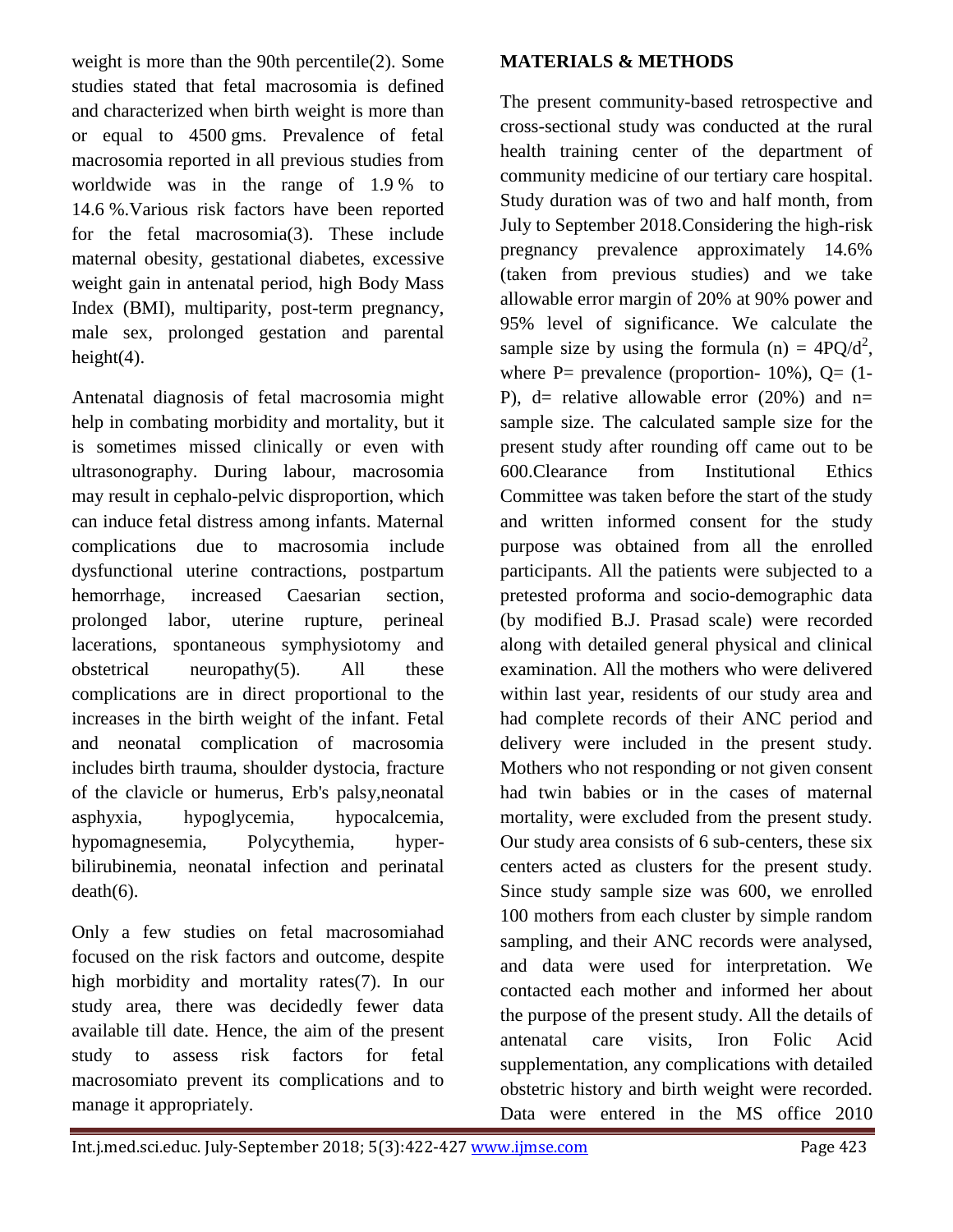weight is more than the 90th percentile(2). Some studies stated that fetal macrosomia is defined and characterized when birth weight is more than or equal to 4500 gms. Prevalence of fetal macrosomia reported in all previous studies from worldwide was in the range of 1.9 % to 14.6 %.Various risk factors have been reported for the fetal macrosomia(3). These include maternal obesity, gestational diabetes, excessive weight gain in antenatal period, high Body Mass Index (BMI), multiparity, post-term pregnancy, male sex, prolonged gestation and parental height(4).

Antenatal diagnosis of fetal macrosomia might help in combating morbidity and mortality, but it is sometimes missed clinically or even with ultrasonography. During labour, macrosomia may result in cephalo-pelvic disproportion, which can induce fetal distress among infants. Maternal complications due to macrosomia include dysfunctional uterine contractions, postpartum hemorrhage, increased Caesarian section, prolonged labor, uterine rupture, perineal lacerations, spontaneous symphysiotomy and obstetrical neuropathy(5). All these complications are in direct proportional to the increases in the birth weight of the infant. Fetal and neonatal complication of macrosomia includes birth trauma, shoulder dystocia, fracture of the clavicle or humerus, Erb's palsy,neonatal asphyxia, hypoglycemia, hypocalcemia, hypomagnesemia, Polycythemia, hyper-bilirubinemia, neonatal infection and perinatal death(6).

Only a few studies on fetal macrosomiahad focused on the risk factors and outcome, despite high morbidity and mortality rates(7). In our study area, there was decidedly fewer data available till date. Hence, the aim of the present study to assess risk factors for fetal macrosomiato prevent its complications and to manage it appropriately.

## MATERIALS & METHODS

The present community-based retrospective and cross-sectional study was conducted at the rural health training center of the department of community medicine of our tertiary care hospital. Study duration was of two and half month, from July to September 2018.Considering the high-risk pregnancy prevalence approximately 14.6% (taken from previous studies) and we take allowable error margin of 20% at 90% power and 95% level of significance. We calculate the sample size by using the formula (n) = $4PQ/d^2$, where P= prevalence (proportion- 10%), Q= (1-P), d= relative allowable error (20%) and n= sample size. The calculated sample size for the present study after rounding off came out to be 600.Clearance from Institutional Ethics Committee was taken before the start of the study and written informed consent for the study purpose was obtained from all the enrolled participants. All the patients were subjected to a pretested proforma and socio-demographic data (by modified B.J. Prasad scale) were recorded along with detailed general physical and clinical examination. All the mothers who were delivered within last year, residents of our study area and had complete records of their ANC period and delivery were included in the present study. Mothers who not responding or not given consent had twin babies or in the cases of maternal mortality, were excluded from the present study. Our study area consists of 6 sub-centers, these six centers acted as clusters for the present study. Since study sample size was 600, we enrolled 100 mothers from each cluster by simple random sampling, and their ANC records were analysed, and data were used for interpretation. We contacted each mother and informed her about the purpose of the present study. All the details of antenatal care visits, Iron Folic Acid supplementation, any complications with detailed obstetric history and birth weight were recorded. Data were entered in the MS office 2010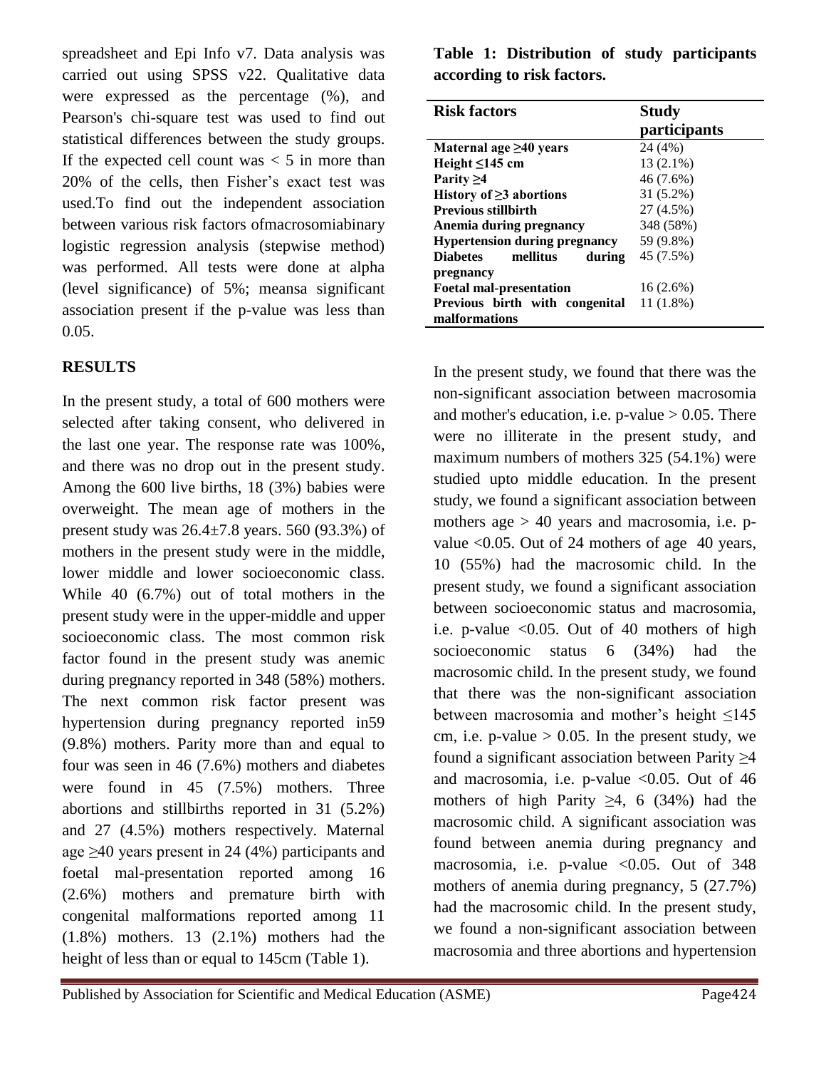spreadsheet and Epi Info v7. Data analysis was carried out using SPSS v22. Qualitative data were expressed as the percentage (%), and Pearson's chi-square test was used to find out statistical differences between the study groups. If the expected cell count was < 5 in more than 20% of the cells, then Fisher's exact test was used.To find out the independent association between various risk factors ofmacrosomiabinary logistic regression analysis (stepwise method) was performed. All tests were done at alpha (level significance) of 5%; meansa significant association present if the p-value was less than 0.05.

## RESULTS

In the present study, a total of 600 mothers were selected after taking consent, who delivered in the last one year. The response rate was 100%, and there was no drop out in the present study. Among the 600 live births, 18 (3%) babies were overweight. The mean age of mothers in the present study was 26.4±7.8 years. 560 (93.3%) of mothers in the present study were in the middle, lower middle and lower socioeconomic class. While 40 (6.7%) out of total mothers in the present study were in the upper-middle and upper socioeconomic class. The most common risk factor found in the present study was anemic during pregnancy reported in 348 (58%) mothers. The next common risk factor present was hypertension during pregnancy reported in59 (9.8%) mothers. Parity more than and equal to four was seen in 46 (7.6%) mothers and diabetes were found in 45 (7.5%) mothers. Three abortions and stillbirths reported in 31 (5.2%) and 27 (4.5%) mothers respectively. Maternal age ≥40 years present in 24 (4%) participants and foetal mal-presentation reported among 16 (2.6%) mothers and premature birth with congenital malformations reported among 11 (1.8%) mothers. 13 (2.1%) mothers had the height of less than or equal to 145cm (Table 1).

**Table 1: Distribution of study participants according to risk factors.**

| Risk factors | Study participants |
|---|---|
| **Maternal age ≥40 years** | 24 (4%) |
| **Height ≤145 cm** | 13 (2.1%) |
| **Parity ≥4** | 46 (7.6%) |
| **History of ≥3 abortions** | 31 (5.2%) |
| **Previous stillbirth** | 27 (4.5%) |
| **Anemia during pregnancy** | 348 (58%) |
| **Hypertension during pregnancy** | 59 (9.8%) |
| **Diabetes mellitus during pregnancy** | 45 (7.5%) |
| **Foetal mal-presentation** | 16 (2.6%) |
| **Previous birth with congenital malformations** | 11 (1.8%) |

In the present study, we found that there was the non-significant association between macrosomia and mother's education, i.e. p-value > 0.05. There were no illiterate in the present study, and maximum numbers of mothers 325 (54.1%) were studied upto middle education. In the present study, we found a significant association between mothers age > 40 years and macrosomia, i.e. p-value <0.05. Out of 24 mothers of age 40 years, 10 (55%) had the macrosomic child. In the present study, we found a significant association between socioeconomic status and macrosomia, i.e. p-value <0.05. Out of 40 mothers of high socioeconomic status 6 (34%) had the macrosomic child. In the present study, we found that there was the non-significant association between macrosomia and mother's height ≤145 cm, i.e. p-value > 0.05. In the present study, we found a significant association between Parity ≥4 and macrosomia, i.e. p-value <0.05. Out of 46 mothers of high Parity ≥4, 6 (34%) had the macrosomic child. A significant association was found between anemia during pregnancy and macrosomia, i.e. p-value <0.05. Out of 348 mothers of anemia during pregnancy, 5 (27.7%) had the macrosomic child. In the present study, we found a non-significant association between macrosomia and three abortions and hypertension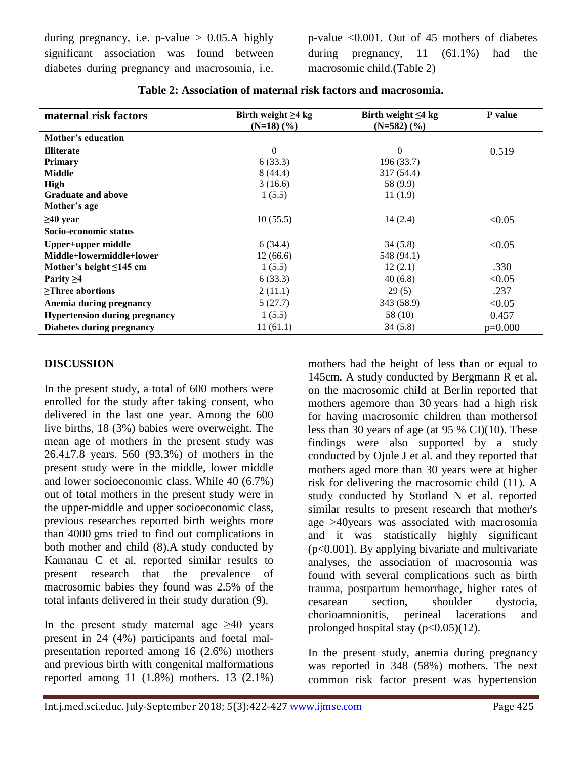during pregnancy, i.e. p-value > 0.05.A highly significant association was found between diabetes during pregnancy and macrosomia, i.e. p-value <0.001. Out of 45 mothers of diabetes during pregnancy, 11 (61.1%) had the macrosomic child.(Table 2)

**Table 2: Association of maternal risk factors and macrosomia.**

| maternal risk factors | Birth weight ≥4 kg (N=18) (%) | Birth weight ≤4 kg (N=582) (%) | P value |
|---|---|---|---|
| **Mother's education** | | | |
| **Illiterate** | 0 | 0 | 0.519 |
| **Primary** | 6 (33.3) | 196 (33.7) | |
| **Middle** | 8 (44.4) | 317 (54.4) | |
| **High** | 3 (16.6) | 58 (9.9) | |
| **Graduate and above** | 1 (5.5) | 11 (1.9) | |
| **Mother's age** | | | |
| **≥40 year** | 10 (55.5) | 14 (2.4) | <0.05 |
| **Socio-economic status** | | | |
| **Upper+upper middle** | 6 (34.4) | 34 (5.8) | <0.05 |
| **Middle+lowermiddle+lower** | 12 (66.6) | 548 (94.1) | |
| **Mother's height ≤145 cm** | 1 (5.5) | 12 (2.1) | .330 |
| **Parity ≥4** | 6 (33.3) | 40 (6.8) | <0.05 |
| **≥Three abortions** | 2 (11.1) | 29 (5) | .237 |
| **Anemia during pregnancy** | 5 (27.7) | 343 (58.9) | <0.05 |
| **Hypertension during pregnancy** | 1 (5.5) | 58 (10) | 0.457 |
| **Diabetes during pregnancy** | 11 (61.1) | 34 (5.8) | p=0.000 |

## DISCUSSION

In the present study, a total of 600 mothers were enrolled for the study after taking consent, who delivered in the last one year. Among the 600 live births, 18 (3%) babies were overweight. The mean age of mothers in the present study was 26.4±7.8 years. 560 (93.3%) of mothers in the present study were in the middle, lower middle and lower socioeconomic class. While 40 (6.7%) out of total mothers in the present study were in the upper-middle and upper socioeconomic class, previous researches reported birth weights more than 4000 gms tried to find out complications in both mother and child (8).A study conducted by Kamanau C et al. reported similar results to present research that the prevalence of macrosomic babies they found was 2.5% of the total infants delivered in their study duration (9).

In the present study maternal age ≥40 years present in 24 (4%) participants and foetal mal-presentation reported among 16 (2.6%) mothers and previous birth with congenital malformations reported among 11 (1.8%) mothers. 13 (2.1%) mothers had the height of less than or equal to 145cm. A study conducted by Bergmann R et al. on the macrosomic child at Berlin reported that mothers agemore than 30 years had a high risk for having macrosomic children than mothersof less than 30 years of age (at 95 % CI)(10). These findings were also supported by a study conducted by Ojule J et al. and they reported that mothers aged more than 30 years were at higher risk for delivering the macrosomic child (11). A study conducted by Stotland N et al. reported similar results to present research that mother's age >40years was associated with macrosomia and it was statistically highly significant (p<0.001). By applying bivariate and multivariate analyses, the association of macrosomia was found with several complications such as birth trauma, postpartum hemorrhage, higher rates of cesarean section, shoulder dystocia, chorioamnionitis, perineal lacerations and prolonged hospital stay (p<0.05)(12).

In the present study, anemia during pregnancy was reported in 348 (58%) mothers. The next common risk factor present was hypertension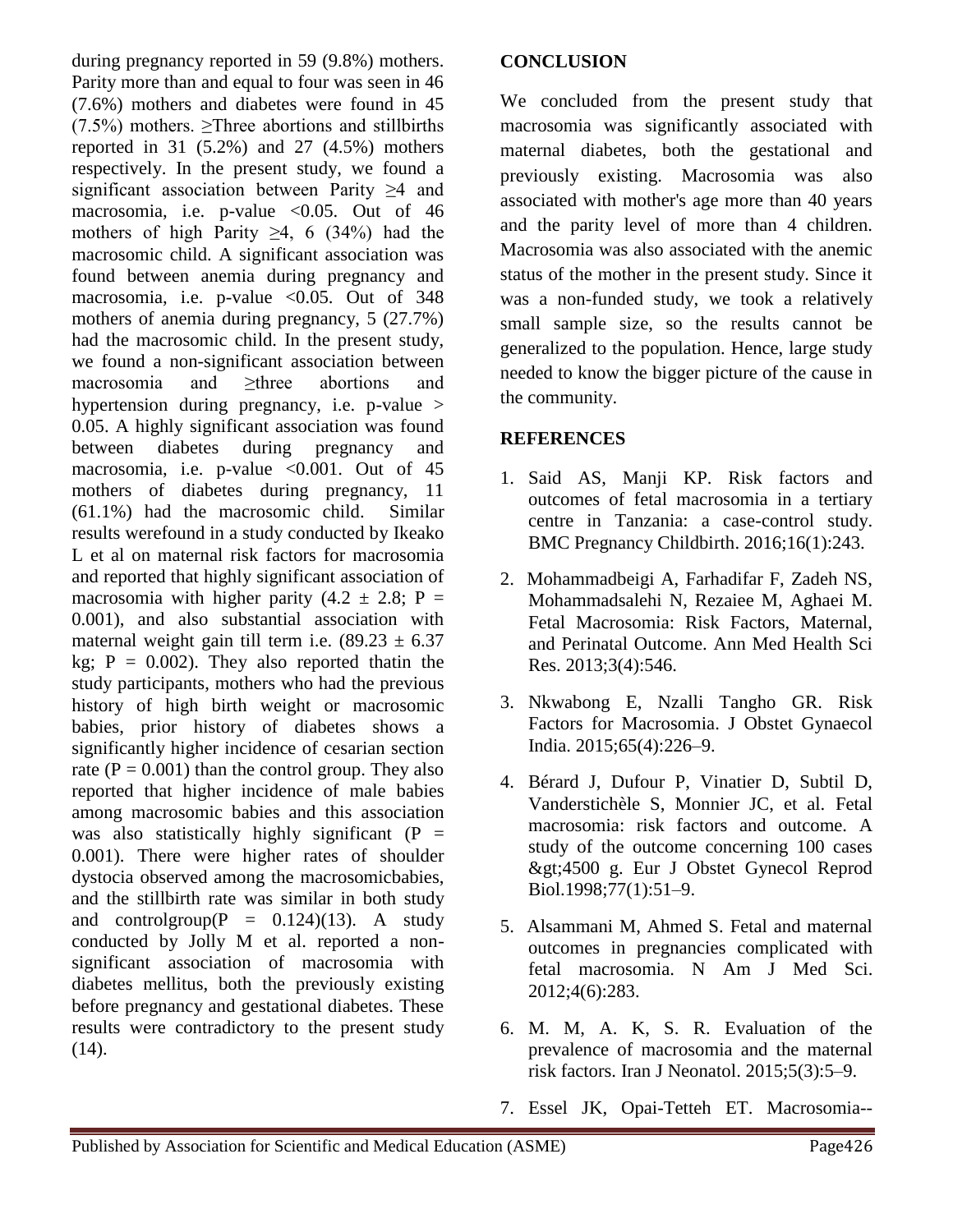during pregnancy reported in 59 (9.8%) mothers. Parity more than and equal to four was seen in 46 (7.6%) mothers and diabetes were found in 45 (7.5%) mothers. ≥Three abortions and stillbirths reported in 31 (5.2%) and 27 (4.5%) mothers respectively. In the present study, we found a significant association between Parity ≥4 and macrosomia, i.e. p-value <0.05. Out of 46 mothers of high Parity ≥4, 6 (34%) had the macrosomic child. A significant association was found between anemia during pregnancy and macrosomia, i.e. p-value <0.05. Out of 348 mothers of anemia during pregnancy, 5 (27.7%) had the macrosomic child. In the present study, we found a non-significant association between macrosomia and ≥three abortions and hypertension during pregnancy, i.e. p-value > 0.05. A highly significant association was found between diabetes during pregnancy and macrosomia, i.e. p-value <0.001. Out of 45 mothers of diabetes during pregnancy, 11 (61.1%) had the macrosomic child. Similar results werefound in a study conducted by Ikeako L et al on maternal risk factors for macrosomia and reported that highly significant association of macrosomia with higher parity ($4.2 \pm 2.8$; $P = 0.001$), and also substantial association with maternal weight gain till term i.e. ($89.23 \pm 6.37$ kg; $P = 0.002$). They also reported thatin the study participants, mothers who had the previous history of high birth weight or macrosomic babies, prior history of diabetes shows a significantly higher incidence of cesarian section rate ($P = 0.001$) than the control group. They also reported that higher incidence of male babies among macrosomic babies and this association was also statistically highly significant ($P = 0.001$). There were higher rates of shoulder dystocia observed among the macrosomicbabies, and the stillbirth rate was similar in both study and controlgroup($P = 0.124$)(13). A study conducted by Jolly M et al. reported a non-significant association of macrosomia with diabetes mellitus, both the previously existing before pregnancy and gestational diabetes. These results were contradictory to the present study (14).

## CONCLUSION

We concluded from the present study that macrosomia was significantly associated with maternal diabetes, both the gestational and previously existing. Macrosomia was also associated with mother's age more than 40 years and the parity level of more than 4 children. Macrosomia was also associated with the anemic status of the mother in the present study. Since it was a non-funded study, we took a relatively small sample size, so the results cannot be generalized to the population. Hence, large study needed to know the bigger picture of the cause in the community.

## REFERENCES

1. Said AS, Manji KP. Risk factors and outcomes of fetal macrosomia in a tertiary centre in Tanzania: a case-control study. BMC Pregnancy Childbirth. 2016;16(1):243.
2. Mohammadbeigi A, Farhadifar F, Zadeh NS, Mohammadsalehi N, Rezaiee M, Aghaei M. Fetal Macrosomia: Risk Factors, Maternal, and Perinatal Outcome. Ann Med Health Sci Res. 2013;3(4):546.
3. Nkwabong E, Nzalli Tangho GR. Risk Factors for Macrosomia. J Obstet Gynaecol India. 2015;65(4):226–9.
4. Bérard J, Dufour P, Vinatier D, Subtil D, Vanderstichèle S, Monnier JC, et al. Fetal macrosomia: risk factors and outcome. A study of the outcome concerning 100 cases &gt;4500 g. Eur J Obstet Gynecol Reprod Biol.1998;77(1):51–9.
5. Alsammani M, Ahmed S. Fetal and maternal outcomes in pregnancies complicated with fetal macrosomia. N Am J Med Sci. 2012;4(6):283.
6. M. M, A. K, S. R. Evaluation of the prevalence of macrosomia and the maternal risk factors. Iran J Neonatol. 2015;5(3):5–9.
7. Essel JK, Opai-Tetteh ET. Macrosomia--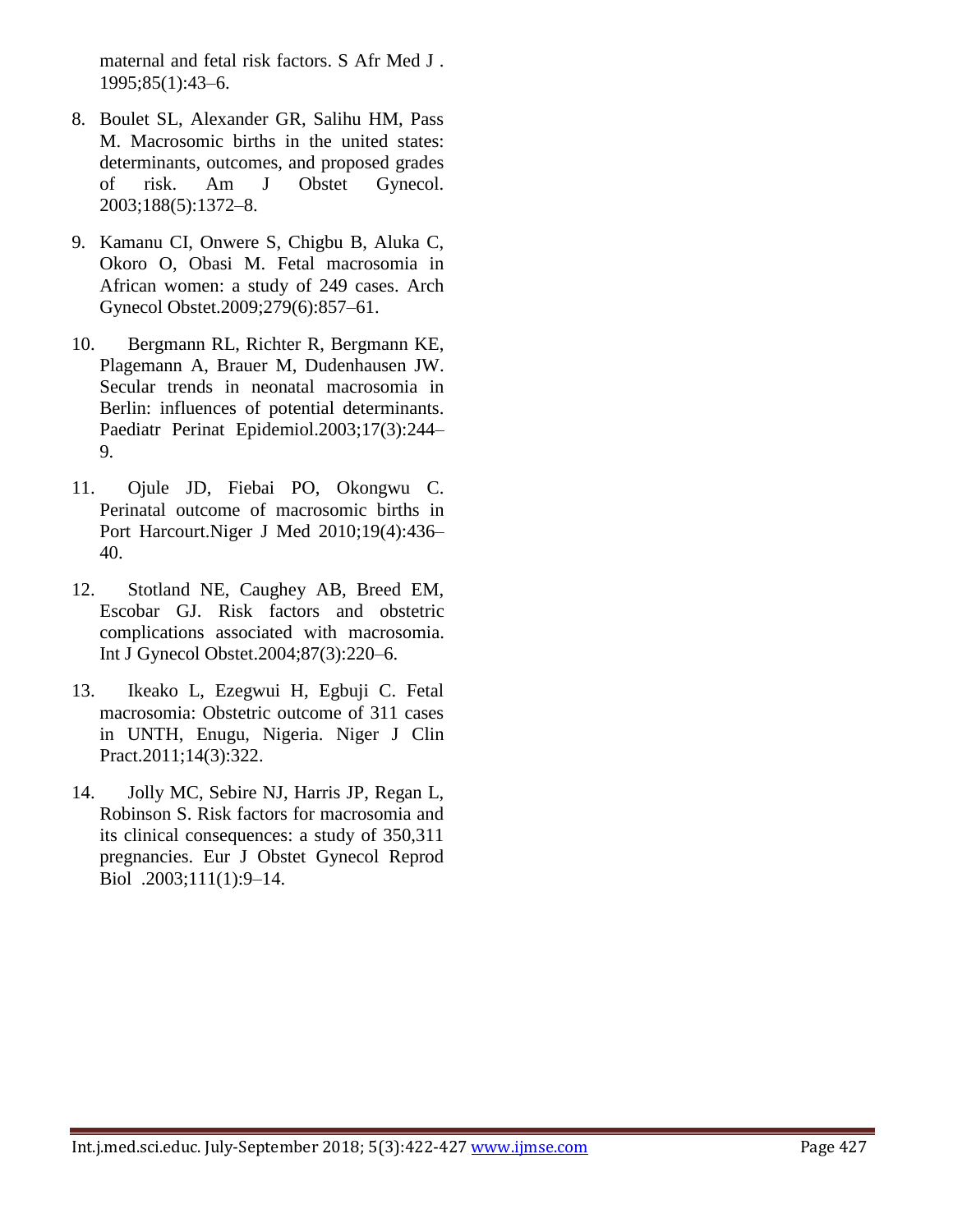maternal and fetal risk factors. S Afr Med J . 1995;85(1):43–6.

8. Boulet SL, Alexander GR, Salihu HM, Pass M. Macrosomic births in the united states: determinants, outcomes, and proposed grades of risk. Am J Obstet Gynecol. 2003;188(5):1372–8.

9. Kamanu CI, Onwere S, Chigbu B, Aluka C, Okoro O, Obasi M. Fetal macrosomia in African women: a study of 249 cases. Arch Gynecol Obstet.2009;279(6):857–61.

10. Bergmann RL, Richter R, Bergmann KE, Plagemann A, Brauer M, Dudenhausen JW. Secular trends in neonatal macrosomia in Berlin: influences of potential determinants. Paediatr Perinat Epidemiol.2003;17(3):244–9.

11. Ojule JD, Fiebai PO, Okongwu C. Perinatal outcome of macrosomic births in Port Harcourt.Niger J Med 2010;19(4):436–40.

12. Stotland NE, Caughey AB, Breed EM, Escobar GJ. Risk factors and obstetric complications associated with macrosomia. Int J Gynecol Obstet.2004;87(3):220–6.

13. Ikeako L, Ezegwui H, Egbuji C. Fetal macrosomia: Obstetric outcome of 311 cases in UNTH, Enugu, Nigeria. Niger J Clin Pract.2011;14(3):322.

14. Jolly MC, Sebire NJ, Harris JP, Regan L, Robinson S. Risk factors for macrosomia and its clinical consequences: a study of 350,311 pregnancies. Eur J Obstet Gynecol Reprod Biol .2003;111(1):9–14.